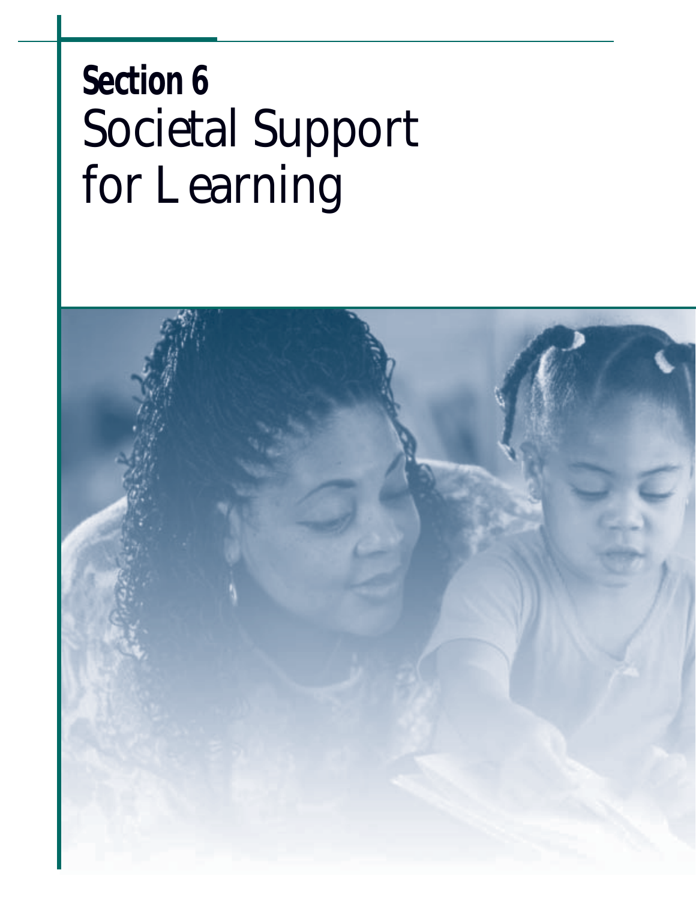# Section 6
# Societal Support for Learning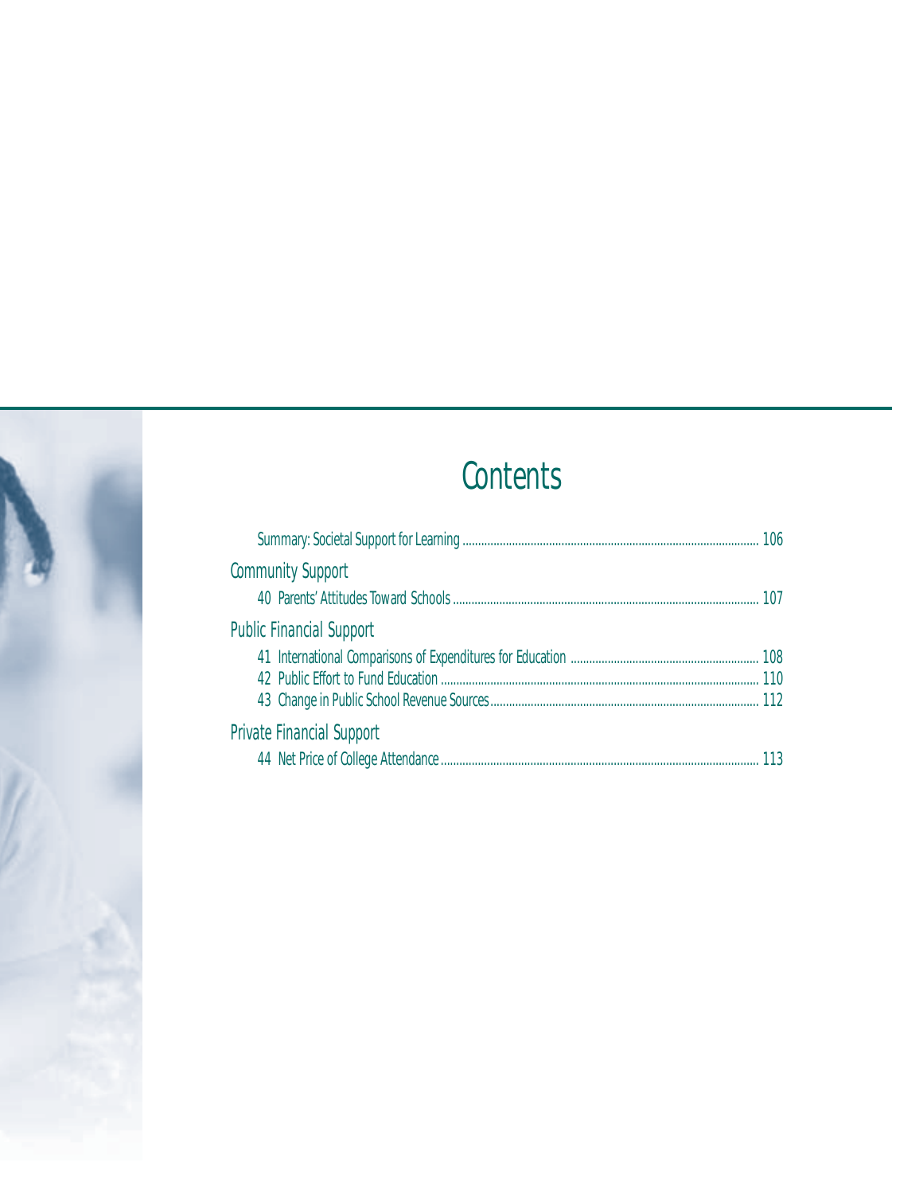# Contents

Summary: Societal Support for Learning ........ 106

## Community Support

40 Parents' Attitudes Toward Schools ........ 107

## Public Financial Support

41 International Comparisons of Expenditures for Education ........ 108
42 Public Effort to Fund Education ........ 110
43 Change in Public School Revenue Sources ........ 112

## Private Financial Support

44 Net Price of College Attendance ........ 113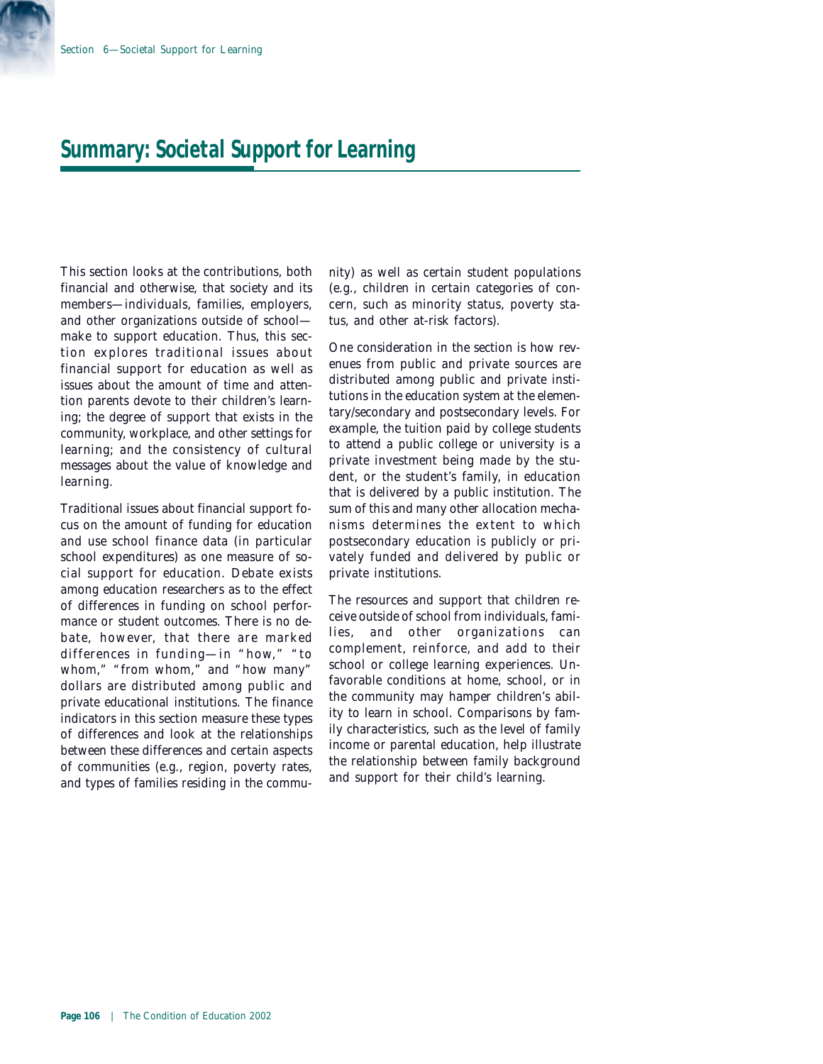# Summary: Societal Support for Learning

This section looks at the contributions, both financial and otherwise, that society and its members—individuals, families, employers, and other organizations outside of school—make to support education. Thus, this section explores traditional issues about financial support for education as well as issues about the amount of time and attention parents devote to their children's learning; the degree of support that exists in the community, workplace, and other settings for learning; and the consistency of cultural messages about the value of knowledge and learning.

Traditional issues about financial support focus on the amount of funding for education and use school finance data (in particular school expenditures) as one measure of social support for education. Debate exists among education researchers as to the effect of differences in funding on school performance or student outcomes. There is no debate, however, that there are marked differences in funding—in "how," "to whom," "from whom," and "how many" dollars are distributed among public and private educational institutions. The finance indicators in this section measure these types of differences and look at the relationships between these differences and certain aspects of communities (e.g., region, poverty rates, and types of families residing in the community) as well as certain student populations (e.g., children in certain categories of concern, such as minority status, poverty status, and other at-risk factors).

One consideration in the section is how revenues from public and private sources are distributed among public and private institutions in the education system at the elementary/secondary and postsecondary levels. For example, the tuition paid by college students to attend a public college or university is a private investment being made by the student, or the student's family, in education that is delivered by a public institution. The sum of this and many other allocation mechanisms determines the extent to which postsecondary education is publicly or privately funded and delivered by public or private institutions.

The resources and support that children receive outside of school from individuals, families, and other organizations can complement, reinforce, and add to their school or college learning experiences. Unfavorable conditions at home, school, or in the community may hamper children's ability to learn in school. Comparisons by family characteristics, such as the level of family income or parental education, help illustrate the relationship between family background and support for their child's learning.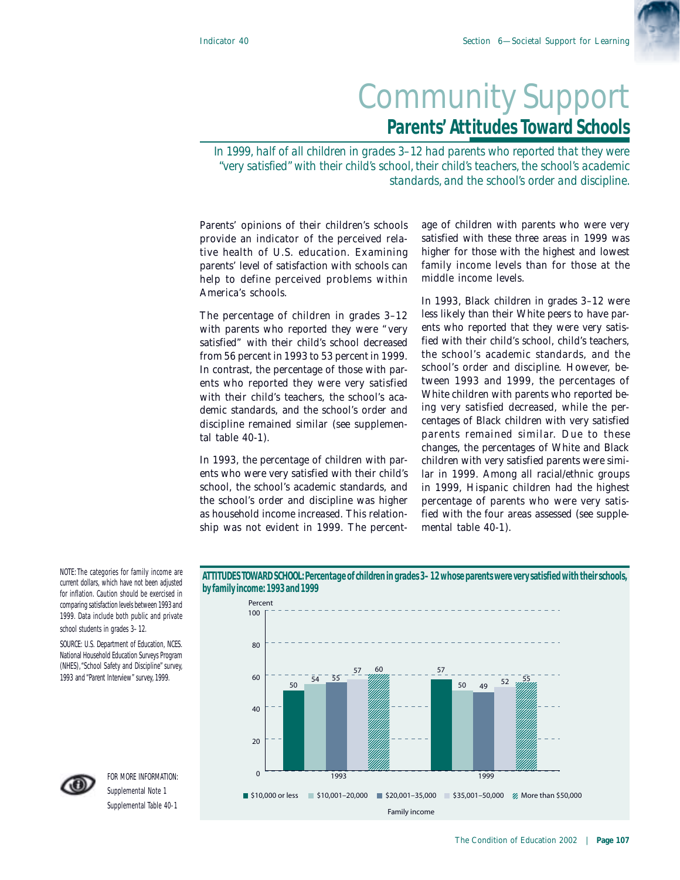# Community Support

## Parents' Attitudes Toward Schools

*In 1999, half of all children in grades 3–12 had parents who reported that they were "very satisfied" with their child's school, their child's teachers, the school's academic standards, and the school's order and discipline.*

Parents' opinions of their children's schools provide an indicator of the perceived relative health of U.S. education. Examining parents' level of satisfaction with schools can help to define perceived problems within America's schools.

The percentage of children in grades 3–12 with parents who reported they were "very satisfied" with their child's school decreased from 56 percent in 1993 to 53 percent in 1999. In contrast, the percentage of those with parents who reported they were very satisfied with their child's teachers, the school's academic standards, and the school's order and discipline remained similar (see supplemental table 40-1).

In 1993, the percentage of children with parents who were very satisfied with their child's school, the school's academic standards, and the school's order and discipline was higher as household income increased. This relationship was not evident in 1999. The percentage of children with parents who were very satisfied with these three areas in 1999 was higher for those with the highest and lowest family income levels than for those at the middle income levels.

In 1993, Black children in grades 3–12 were less likely than their White peers to have parents who reported that they were very satisfied with their child's school, child's teachers, the school's academic standards, and the school's order and discipline. However, between 1993 and 1999, the percentages of White children with parents who reported being very satisfied decreased, while the percentages of Black children with very satisfied parents remained similar. Due to these changes, the percentages of White and Black children with very satisfied parents were similar in 1999. Among all racial/ethnic groups in 1999, Hispanic children had the highest percentage of parents who were very satisfied with the four areas assessed (see supplemental table 40-1).

**ATTITUDES TOWARD SCHOOL: Percentage of children in grades 3–12 whose parents were very satisfied with their schools, by family income: 1993 and 1999**

| Family income | 1993 | 1999 |
|---|---|---|
| $10,000 or less | 50 | 57 |
| $10,001–20,000 | 54 | 50 |
| $20,001–35,000 | 55 | 49 |
| $35,001–50,000 | 57 | 52 |
| More than $50,000 | 60 | 55 |

NOTE: The categories for family income are current dollars, which have not been adjusted for inflation. Caution should be exercised in comparing satisfaction levels between 1993 and 1999. Data include both public and private school students in grades 3–12.

SOURCE: U.S. Department of Education, NCES. National Household Education Surveys Program (NHES), "School Safety and Discipline" survey, 1993 and "Parent Interview" survey, 1999.

FOR MORE INFORMATION:
Supplemental Note 1
Supplemental Table 40-1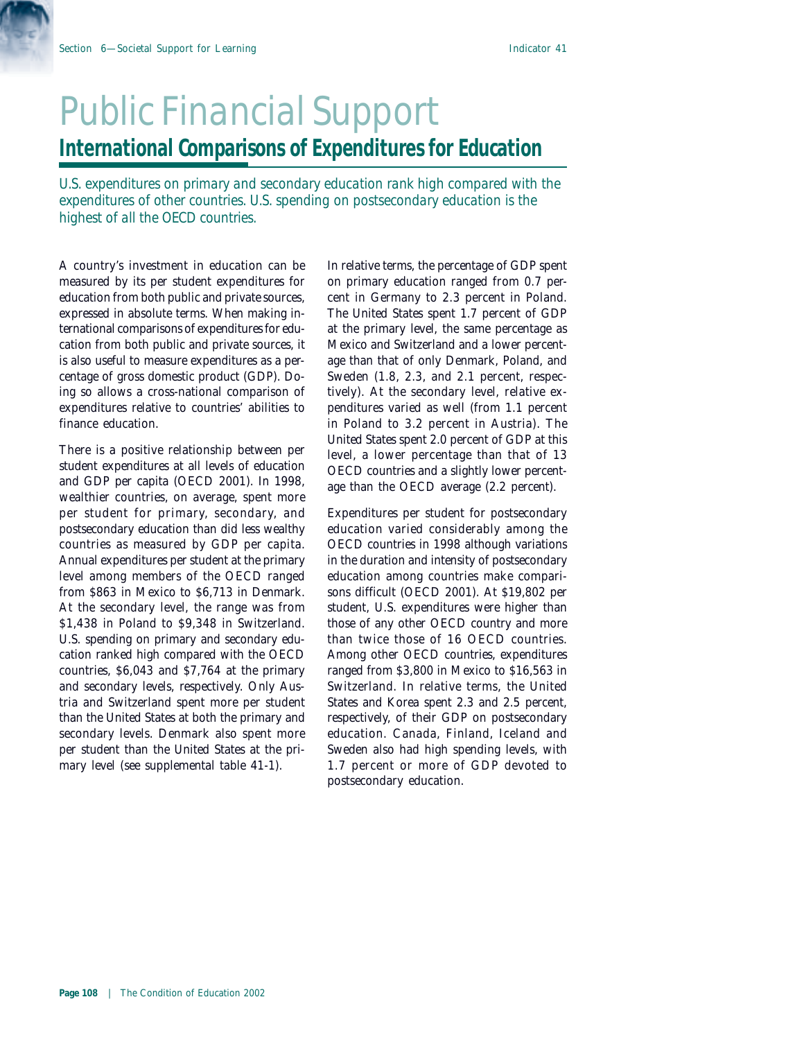# Public Financial Support

## International Comparisons of Expenditures for Education

*U.S. expenditures on primary and secondary education rank high compared with the expenditures of other countries. U.S. spending on postsecondary education is the highest of all the OECD countries.*

A country's investment in education can be measured by its per student expenditures for education from both public and private sources, expressed in absolute terms. When making international comparisons of expenditures for education from both public and private sources, it is also useful to measure expenditures as a percentage of gross domestic product (GDP). Doing so allows a cross-national comparison of expenditures relative to countries' abilities to finance education.

There is a positive relationship between per student expenditures at all levels of education and GDP per capita (OECD 2001). In 1998, wealthier countries, on average, spent more per student for primary, secondary, and postsecondary education than did less wealthy countries as measured by GDP per capita. Annual expenditures per student at the primary level among members of the OECD ranged from $863 in Mexico to $6,713 in Denmark. At the secondary level, the range was from $1,438 in Poland to $9,348 in Switzerland. U.S. spending on primary and secondary education ranked high compared with the OECD countries, $6,043 and $7,764 at the primary and secondary levels, respectively. Only Austria and Switzerland spent more per student than the United States at both the primary and secondary levels. Denmark also spent more per student than the United States at the primary level (see supplemental table 41-1).

In relative terms, the percentage of GDP spent on primary education ranged from 0.7 percent in Germany to 2.3 percent in Poland. The United States spent 1.7 percent of GDP at the primary level, the same percentage as Mexico and Switzerland and a lower percentage than that of only Denmark, Poland, and Sweden (1.8, 2.3, and 2.1 percent, respectively). At the secondary level, relative expenditures varied as well (from 1.1 percent in Poland to 3.2 percent in Austria). The United States spent 2.0 percent of GDP at this level, a lower percentage than that of 13 OECD countries and a slightly lower percentage than the OECD average (2.2 percent).

Expenditures per student for postsecondary education varied considerably among the OECD countries in 1998 although variations in the duration and intensity of postsecondary education among countries make comparisons difficult (OECD 2001). At $19,802 per student, U.S. expenditures were higher than those of any other OECD country and more than twice those of 16 OECD countries. Among other OECD countries, expenditures ranged from $3,800 in Mexico to $16,563 in Switzerland. In relative terms, the United States and Korea spent 2.3 and 2.5 percent, respectively, of their GDP on postsecondary education. Canada, Finland, Iceland and Sweden also had high spending levels, with 1.7 percent or more of GDP devoted to postsecondary education.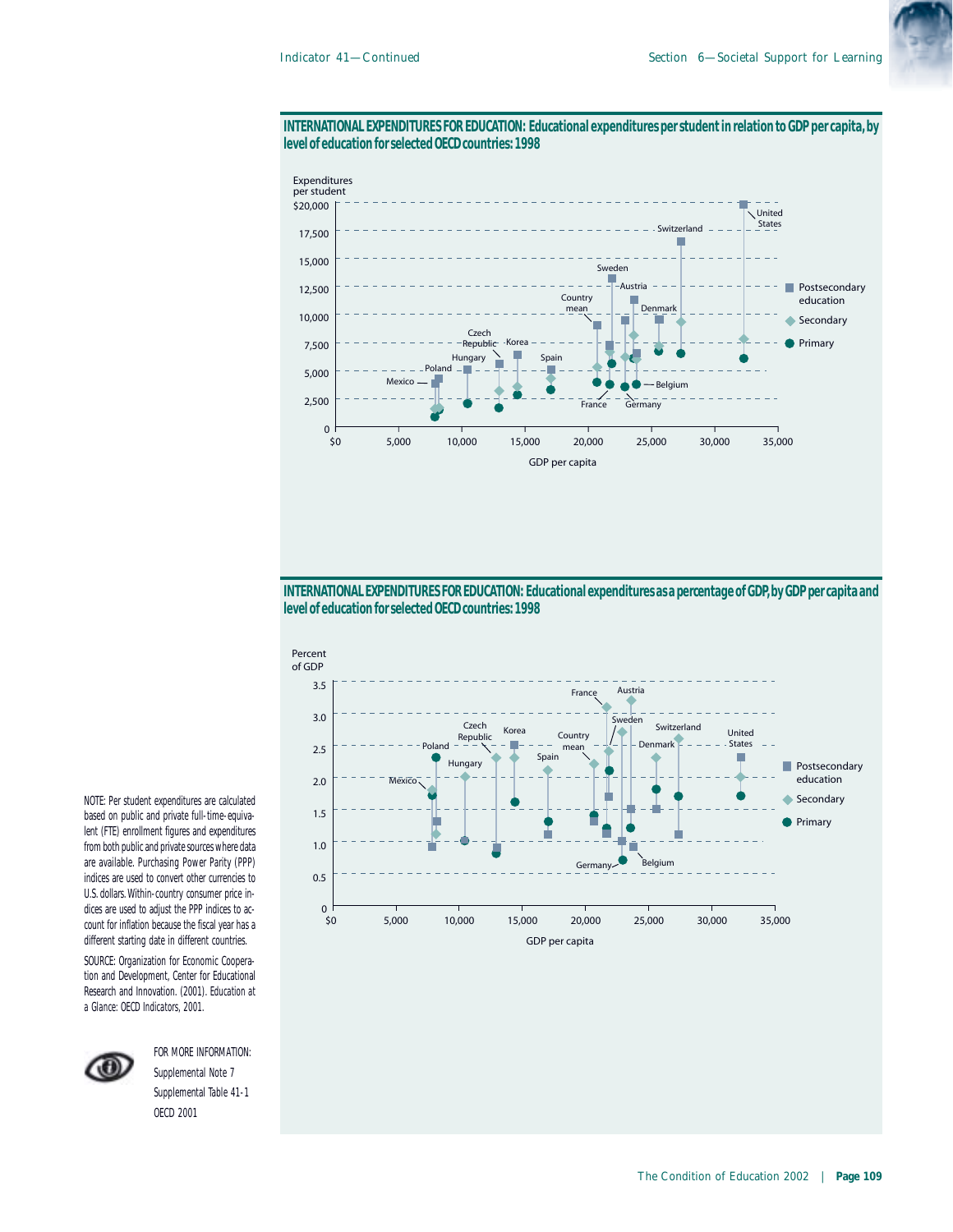**INTERNATIONAL EXPENDITURES FOR EDUCATION: Educational expenditures per student in relation to GDP per capita, by level of education for selected OECD countries: 1998**

Expenditures per student

$20,000
17,500
15,000
12,500
10,000
7,500
5,000
2,500
0

$0 5,000 10,000 15,000 20,000 25,000 30,000 35,000

GDP per capita

Mexico, Poland, Hungary, Czech Republic, Korea, Spain, Country mean, France, Sweden, Austria, Germany, Belgium, Denmark, Switzerland, United States

Postsecondary education
Secondary
Primary

**INTERNATIONAL EXPENDITURES FOR EDUCATION: Educational expenditures as a percentage of GDP, by GDP per capita and level of education for selected OECD countries: 1998**

Percent of GDP

3.5
3.0
2.5
2.0
1.5
1.0
0.5
0

$0 5,000 10,000 15,000 20,000 25,000 30,000 35,000

GDP per capita

Mexico, Poland, Hungary, Czech Republic, Korea, Spain, Country mean, France, Germany, Sweden, Austria, Belgium, Denmark, Switzerland, United States

Postsecondary education
Secondary
Primary

NOTE: Per student expenditures are calculated based on public and private full-time-equivalent (FTE) enrollment figures and expenditures from both public and private sources where data are available. Purchasing Power Parity (PPP) indices are used to convert other currencies to U.S. dollars. Within-country consumer price indices are used to adjust the PPP indices to account for inflation because the fiscal year has a different starting date in different countries.

SOURCE: Organization for Economic Cooperation and Development, Center for Educational Research and Innovation. (2001). Education at a Glance: OECD Indicators, 2001.

FOR MORE INFORMATION:
Supplemental Note 7
Supplemental Table 41-1
OECD 2001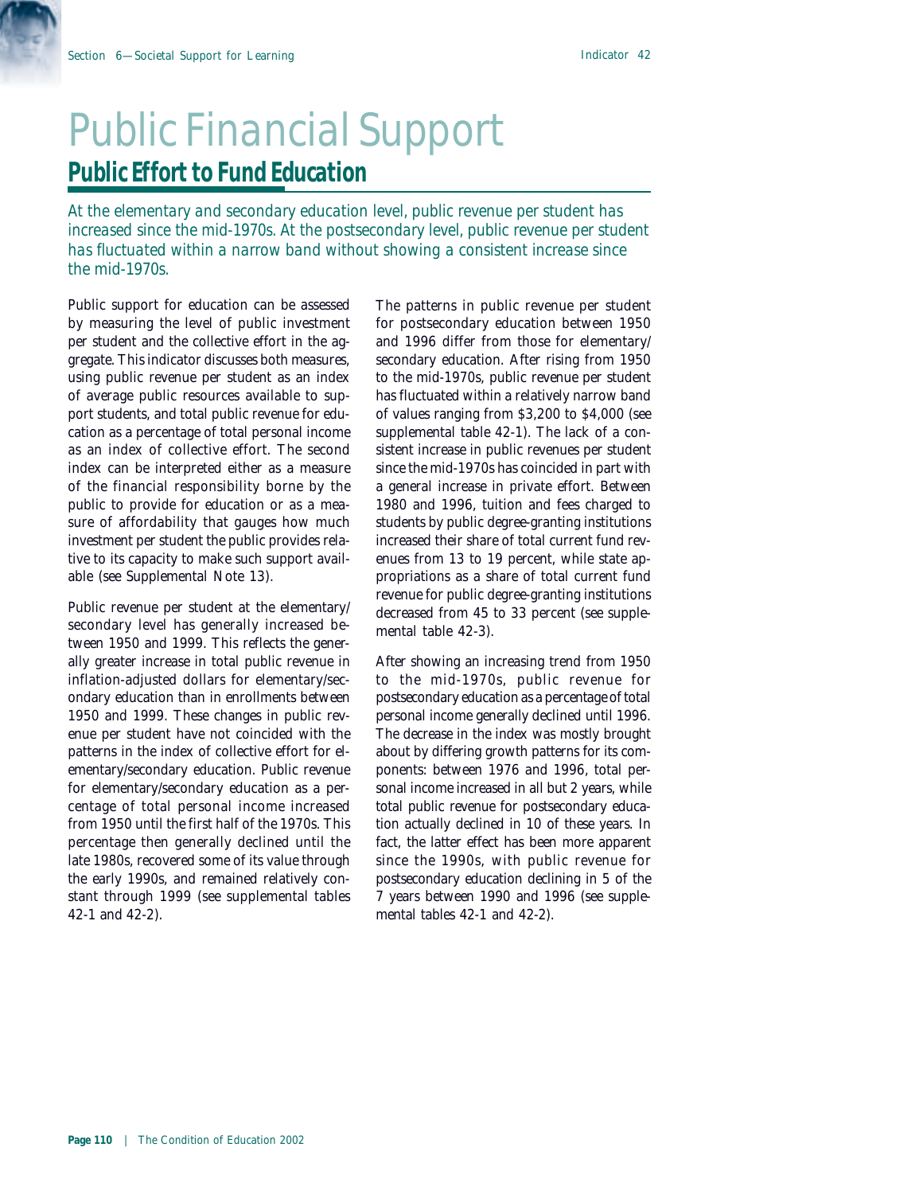# Public Financial Support

## Public Effort to Fund Education

*At the elementary and secondary education level, public revenue per student has increased since the mid-1970s. At the postsecondary level, public revenue per student has fluctuated within a narrow band without showing a consistent increase since the mid-1970s.*

Public support for education can be assessed by measuring the level of public investment per student and the collective effort in the aggregate. This indicator discusses both measures, using public revenue per student as an index of average public resources available to support students, and total public revenue for education as a percentage of total personal income as an index of collective effort. The second index can be interpreted either as a measure of the financial responsibility borne by the public to provide for education or as a measure of affordability that gauges how much investment per student the public provides relative to its capacity to make such support available (see Supplemental Note 13).

Public revenue per student at the elementary/secondary level has generally increased between 1950 and 1999. This reflects the generally greater increase in total public revenue in inflation-adjusted dollars for elementary/secondary education than in enrollments between 1950 and 1999. These changes in public revenue per student have not coincided with the patterns in the index of collective effort for elementary/secondary education. Public revenue for elementary/secondary education as a percentage of total personal income increased from 1950 until the first half of the 1970s. This percentage then generally declined until the late 1980s, recovered some of its value through the early 1990s, and remained relatively constant through 1999 (see supplemental tables 42-1 and 42-2).

The patterns in public revenue per student for postsecondary education between 1950 and 1996 differ from those for elementary/secondary education. After rising from 1950 to the mid-1970s, public revenue per student has fluctuated within a relatively narrow band of values ranging from $3,200 to $4,000 (see supplemental table 42-1). The lack of a consistent increase in public revenues per student since the mid-1970s has coincided in part with a general increase in private effort. Between 1980 and 1996, tuition and fees charged to students by public degree-granting institutions increased their share of total current fund revenues from 13 to 19 percent, while state appropriations as a share of total current fund revenue for public degree-granting institutions decreased from 45 to 33 percent (see supplemental table 42-3).

After showing an increasing trend from 1950 to the mid-1970s, public revenue for postsecondary education as a percentage of total personal income generally declined until 1996. The decrease in the index was mostly brought about by differing growth patterns for its components: between 1976 and 1996, total personal income increased in all but 2 years, while total public revenue for postsecondary education actually declined in 10 of these years. In fact, the latter effect has been more apparent since the 1990s, with public revenue for postsecondary education declining in 5 of the 7 years between 1990 and 1996 (see supplemental tables 42-1 and 42-2).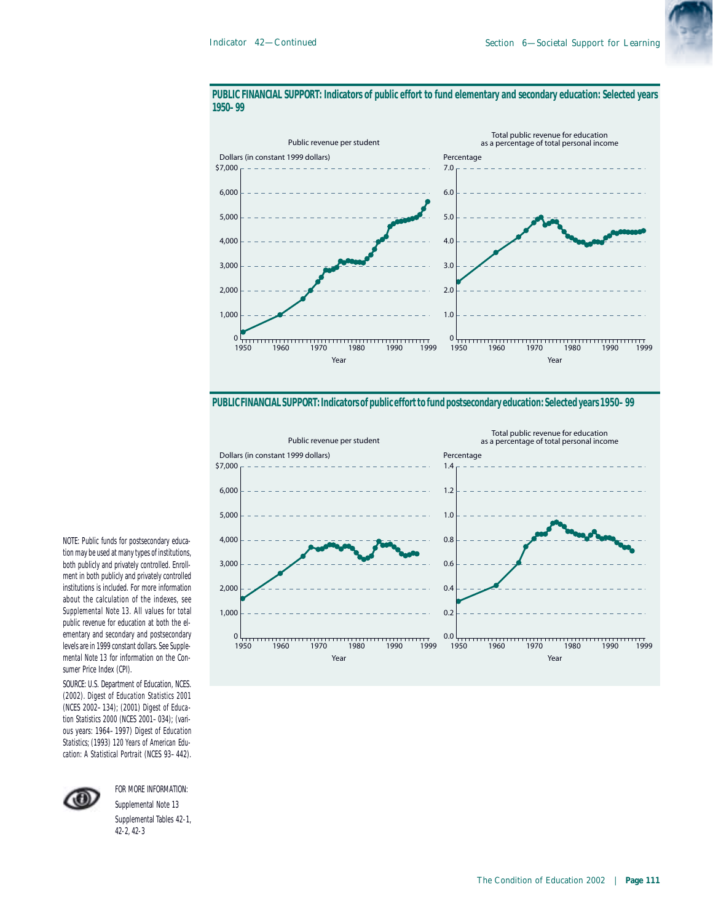**PUBLIC FINANCIAL SUPPORT: Indicators of public effort to fund elementary and secondary education: Selected years 1950–99**

Public revenue per student

Dollars (in constant 1999 dollars)

Total public revenue for education as a percentage of total personal income

Percentage

**PUBLIC FINANCIAL SUPPORT: Indicators of public effort to fund postsecondary education: Selected years 1950–99**

Public revenue per student

Dollars (in constant 1999 dollars)

Total public revenue for education as a percentage of total personal income

Percentage

NOTE: Public funds for postsecondary education may be used at many types of institutions, both publicly and privately controlled. Enrollment in both publicly and privately controlled institutions is included. For more information about the calculation of the indexes, see Supplemental Note 13. All values for total public revenue for education at both the elementary and secondary and postsecondary levels are in 1999 constant dollars. See Supplemental Note 13 for information on the Consumer Price Index (CPI).

SOURCE: U.S. Department of Education, NCES. (2002). Digest of Education Statistics 2001 (NCES 2002–134); (2001) Digest of Education Statistics 2000 (NCES 2001–034); (various years: 1964–1997) Digest of Education Statistics; (1993) 120 Years of American Education: A Statistical Portrait (NCES 93–442).

FOR MORE INFORMATION:
Supplemental Note 13
Supplemental Tables 42-1, 42-2, 42-3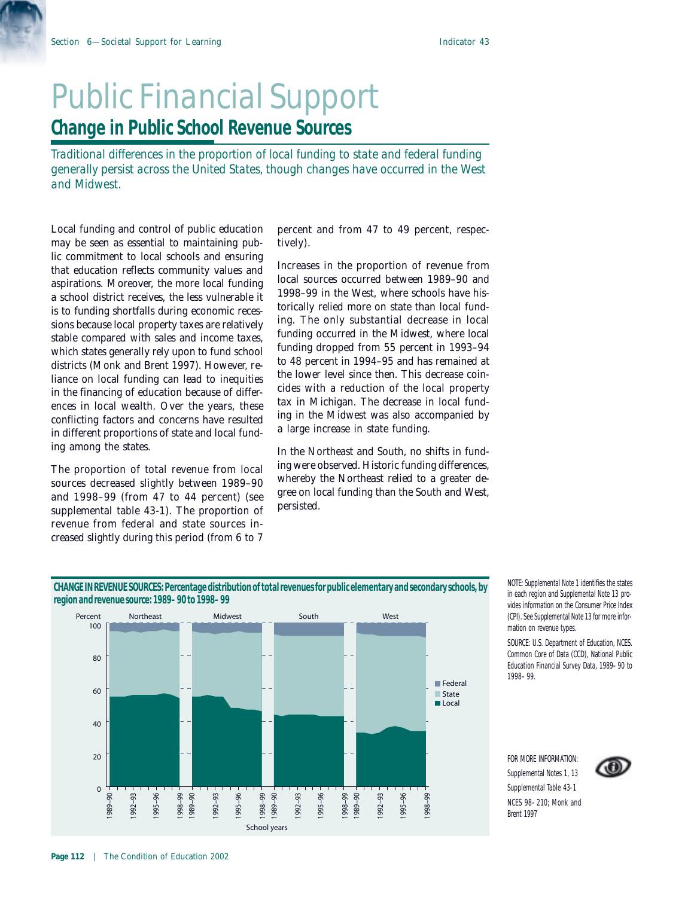# Public Financial Support

## Change in Public School Revenue Sources

*Traditional differences in the proportion of local funding to state and federal funding generally persist across the United States, though changes have occurred in the West and Midwest.*

Local funding and control of public education may be seen as essential to maintaining public commitment to local schools and ensuring that education reflects community values and aspirations. Moreover, the more local funding a school district receives, the less vulnerable it is to funding shortfalls during economic recessions because local property taxes are relatively stable compared with sales and income taxes, which states generally rely upon to fund school districts (Monk and Brent 1997). However, reliance on local funding can lead to inequities in the financing of education because of differences in local wealth. Over the years, these conflicting factors and concerns have resulted in different proportions of state and local funding among the states.

The proportion of total revenue from local sources decreased slightly between 1989–90 and 1998–99 (from 47 to 44 percent) (see supplemental table 43-1). The proportion of revenue from federal and state sources increased slightly during this period (from 6 to 7 percent and from 47 to 49 percent, respectively).

Increases in the proportion of revenue from local sources occurred between 1989–90 and 1998–99 in the West, where schools have historically relied more on state than local funding. The only substantial decrease in local funding occurred in the Midwest, where local funding dropped from 55 percent in 1993–94 to 48 percent in 1994–95 and has remained at the lower level since then. This decrease coincides with a reduction of the local property tax in Michigan. The decrease in local funding in the Midwest was also accompanied by a large increase in state funding.

In the Northeast and South, no shifts in funding were observed. Historic funding differences, whereby the Northeast relied to a greater degree on local funding than the South and West, persisted.

**CHANGE IN REVENUE SOURCES: Percentage distribution of total revenues for public elementary and secondary schools, by region and revenue source: 1989–90 to 1998–99**

NOTE: Supplemental Note 1 identifies the states in each region and Supplemental Note 13 provides information on the Consumer Price Index (CPI). See Supplemental Note 13 for more information on revenue types.

SOURCE: U.S. Department of Education, NCES. Common Core of Data (CCD), National Public Education Financial Survey Data, 1989–90 to 1998–99.

FOR MORE INFORMATION:
Supplemental Notes 1, 13
Supplemental Table 43-1
NCES 98–210; Monk and Brent 1997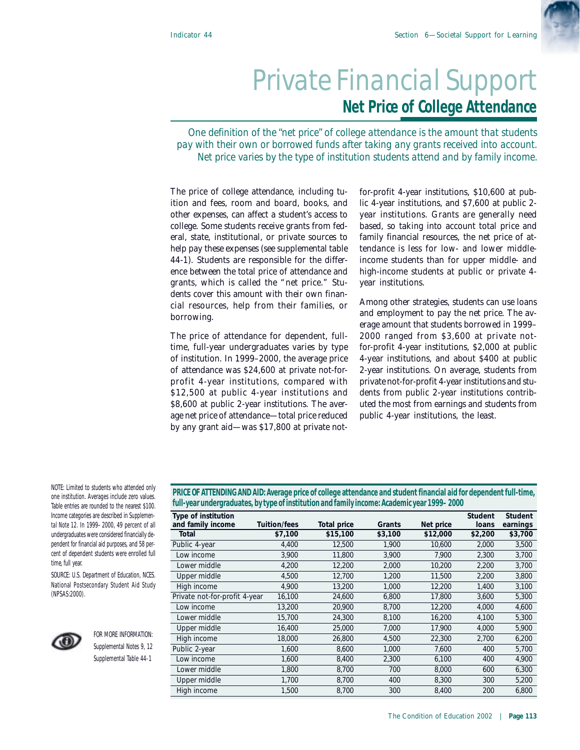# Private Financial Support

## Net Price of College Attendance

*One definition of the "net price" of college attendance is the amount that students pay with their own or borrowed funds after taking any grants received into account. Net price varies by the type of institution students attend and by family income.*

The price of college attendance, including tuition and fees, room and board, books, and other expenses, can affect a student's access to college. Some students receive grants from federal, state, institutional, or private sources to help pay these expenses (see supplemental table 44-1). Students are responsible for the difference between the total price of attendance and grants, which is called the "net price." Students cover this amount with their own financial resources, help from their families, or borrowing.

The price of attendance for dependent, full-time, full-year undergraduates varies by type of institution. In 1999–2000, the average price of attendance was $24,600 at private not-for-profit 4-year institutions, compared with $12,500 at public 4-year institutions and $8,600 at public 2-year institutions. The average net price of attendance—total price reduced by any grant aid—was $17,800 at private not-for-profit 4-year institutions, $10,600 at public 4-year institutions, and $7,600 at public 2-year institutions. Grants are generally need based, so taking into account total price and family financial resources, the net price of attendance is less for low- and lower middle-income students than for upper middle- and high-income students at public or private 4-year institutions.

Among other strategies, students can use loans and employment to pay the net price. The average amount that students borrowed in 1999–2000 ranged from $3,600 at private not-for-profit 4-year institutions, $2,000 at public 4-year institutions, and about $400 at public 2-year institutions. On average, students from private not-for-profit 4-year institutions and students from public 2-year institutions contributed the most from earnings and students from public 4-year institutions, the least.

**PRICE OF ATTENDING AND AID: Average price of college attendance and student financial aid for dependent full-time, full-year undergraduates, by type of institution and family income: Academic year 1999–2000**

| Type of institution and family income | Tuition/fees | Total price | Grants | Net price | Student loans | Student earnings |
|---|---|---|---|---|---|---|
| **Total** | **$7,100** | **$15,100** | **$3,100** | **$12,000** | **$2,200** | **$3,700** |
| Public 4-year | 4,400 | 12,500 | 1,900 | 10,600 | 2,000 | 3,500 |
| Low income | 3,900 | 11,800 | 3,900 | 7,900 | 2,300 | 3,700 |
| Lower middle | 4,200 | 12,200 | 2,000 | 10,200 | 2,200 | 3,700 |
| Upper middle | 4,500 | 12,700 | 1,200 | 11,500 | 2,200 | 3,800 |
| High income | 4,900 | 13,200 | 1,000 | 12,200 | 1,400 | 3,100 |
| Private not-for-profit 4-year | 16,100 | 24,600 | 6,800 | 17,800 | 3,600 | 5,300 |
| Low income | 13,200 | 20,900 | 8,700 | 12,200 | 4,000 | 4,600 |
| Lower middle | 15,700 | 24,300 | 8,100 | 16,200 | 4,100 | 5,300 |
| Upper middle | 16,400 | 25,000 | 7,000 | 17,900 | 4,000 | 5,900 |
| High income | 18,000 | 26,800 | 4,500 | 22,300 | 2,700 | 6,200 |
| Public 2-year | 1,600 | 8,600 | 1,000 | 7,600 | 400 | 5,700 |
| Low income | 1,600 | 8,400 | 2,300 | 6,100 | 400 | 4,900 |
| Lower middle | 1,800 | 8,700 | 700 | 8,000 | 600 | 6,300 |
| Upper middle | 1,700 | 8,700 | 400 | 8,300 | 300 | 5,200 |
| High income | 1,500 | 8,700 | 300 | 8,400 | 200 | 6,800 |

NOTE: Limited to students who attended only one institution. Averages include zero values. Table entries are rounded to the nearest $100. Income categories are described in Supplemental Note 12. In 1999–2000, 49 percent of all undergraduates were considered financially dependent for financial aid purposes, and 58 percent of dependent students were enrolled full time, full year.

SOURCE: U.S. Department of Education, NCES. National Postsecondary Student Aid Study (NPSAS:2000).

FOR MORE INFORMATION:
Supplemental Notes 9, 12
Supplemental Table 44-1